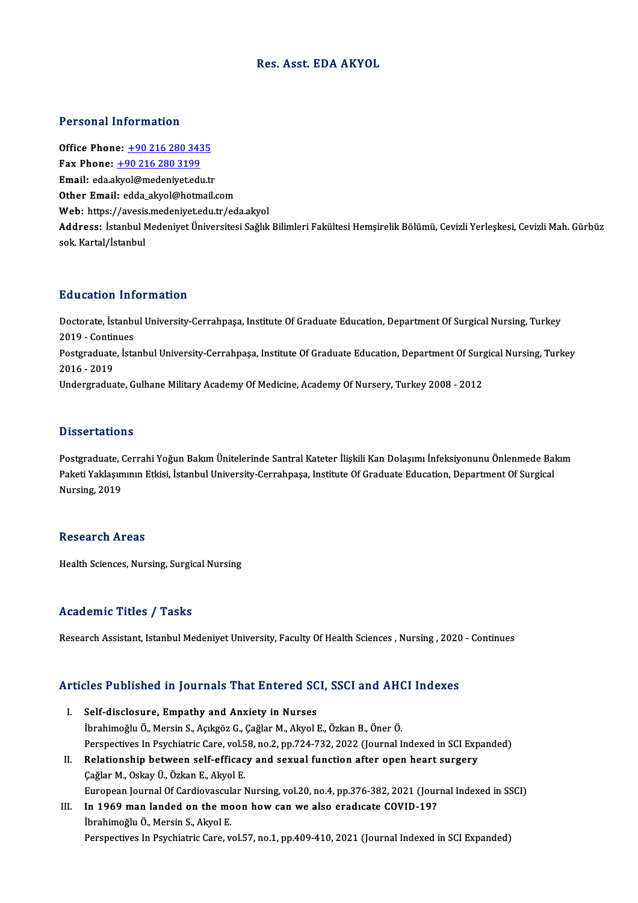# Res. Asst. EDA AKYOL

## Personal Information

**Office Phone:** +90 216 280 3435
**Fax Phone:** +90 216 280 3199
**Email:** eda.akyol@medeniyet.edu.tr
**Other Email:** edda_akyol@hotmail.com
**Web:** https://avesis.medeniyet.edu.tr/eda.akyol
**Address:** İstanbul Medeniyet Üniversitesi Sağlık Bilimleri Fakültesi Hemşirelik Bölümü, Cevizli Yerleşkesi, Cevizli Mah. Gürbüz sok. Kartal/İstanbul

## Education Information

Doctorate, İstanbul University-Cerrahpaşa, Institute Of Graduate Education, Department Of Surgical Nursing, Turkey 2019 - Continues
Postgraduate, İstanbul University-Cerrahpaşa, Institute Of Graduate Education, Department Of Surgical Nursing, Turkey 2016 - 2019
Undergraduate, Gulhane Military Academy Of Medicine, Academy Of Nursery, Turkey 2008 - 2012

## Dissertations

Postgraduate, Cerrahi Yoğun Bakım Ünitelerinde Santral Kateter İlişkili Kan Dolaşımı İnfeksiyonunu Önlenmede Bakım Paketi Yaklaşımının Etkisi, İstanbul University-Cerrahpaşa, Institute Of Graduate Education, Department Of Surgical Nursing, 2019

## Research Areas

Health Sciences, Nursing, Surgical Nursing

## Academic Titles / Tasks

Research Assistant, Istanbul Medeniyet University, Faculty Of Health Sciences , Nursing , 2020 - Continues

## Articles Published in Journals That Entered SCI, SSCI and AHCI Indexes

I. **Self-disclosure, Empathy and Anxiety in Nurses**
İbrahimoğlu Ö., Mersin S., Açıkgöz G., Çağlar M., Akyol E., Özkan B., Öner Ö.
Perspectives In Psychiatric Care, vol.58, no.2, pp.724-732, 2022 (Journal Indexed in SCI Expanded)

II. **Relationship between self-efficacy and sexual function after open heart surgery**
Çağlar M., Oskay Ü., Özkan E., Akyol E.
European Journal Of Cardiovascular Nursing, vol.20, no.4, pp.376-382, 2021 (Journal Indexed in SSCI)

III. **In 1969 man landed on the moon how can we also eradıcate COVID-19?**
İbrahimoğlu Ö., Mersin S., Akyol E.
Perspectives In Psychiatric Care, vol.57, no.1, pp.409-410, 2021 (Journal Indexed in SCI Expanded)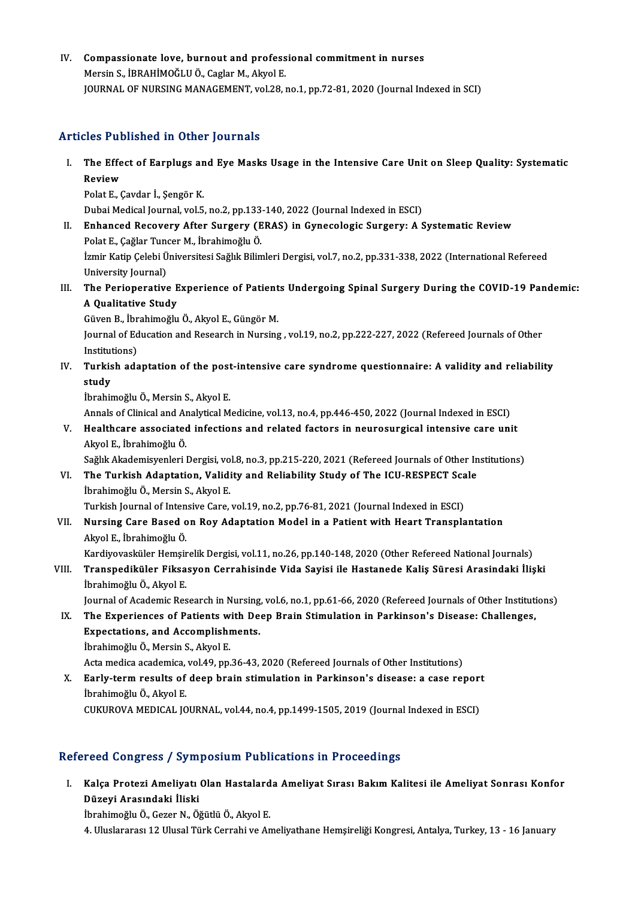IV. **Compassionate love, burnout and professional commitment in nurses**
Mersin S., İBRAHİMOĞLU Ö., Caglar M., Akyol E.
JOURNAL OF NURSING MANAGEMENT, vol.28, no.1, pp.72-81, 2020 (Journal Indexed in SCI)

## Articles Published in Other Journals

I. **The Effect of Earplugs and Eye Masks Usage in the Intensive Care Unit on Sleep Quality: Systematic Review**
Polat E., Çavdar İ., Şengör K.
Dubai Medical Journal, vol.5, no.2, pp.133-140, 2022 (Journal Indexed in ESCI)

II. **Enhanced Recovery After Surgery (ERAS) in Gynecologic Surgery: A Systematic Review**
Polat E., Çağlar Tuncer M., İbrahimoğlu Ö.
İzmir Katip Çelebi Üniversitesi Sağlık Bilimleri Dergisi, vol.7, no.2, pp.331-338, 2022 (International Refereed University Journal)

III. **The Perioperative Experience of Patients Undergoing Spinal Surgery During the COVID-19 Pandemic: A Qualitative Study**
Güven B., İbrahimoğlu Ö., Akyol E., Güngör M.
Journal of Education and Research in Nursing , vol.19, no.2, pp.222-227, 2022 (Refereed Journals of Other Institutions)

IV. **Turkish adaptation of the post-intensive care syndrome questionnaire: A validity and reliability study**
İbrahimoğlu Ö., Mersin S., Akyol E.
Annals of Clinical and Analytical Medicine, vol.13, no.4, pp.446-450, 2022 (Journal Indexed in ESCI)

V. **Healthcare associated infections and related factors in neurosurgical intensive care unit**
Akyol E., İbrahimoğlu Ö.
Sağlık Akademisyenleri Dergisi, vol.8, no.3, pp.215-220, 2021 (Refereed Journals of Other Institutions)

VI. **The Turkish Adaptation, Validity and Reliability Study of The ICU-RESPECT Scale**
İbrahimoğlu Ö., Mersin S., Akyol E.
Turkish Journal of Intensive Care, vol.19, no.2, pp.76-81, 2021 (Journal Indexed in ESCI)

VII. **Nursing Care Based on Roy Adaptation Model in a Patient with Heart Transplantation**
Akyol E., İbrahimoğlu Ö.
Kardiyovasküler Hemşirelik Dergisi, vol.11, no.26, pp.140-148, 2020 (Other Refereed National Journals)

VIII. **Transpediküler Fiksasyon Cerrahisinde Vida Sayisi ile Hastanede Kaliş Süresi Arasindaki İlişki**
İbrahimoğlu Ö., Akyol E.
Journal of Academic Research in Nursing, vol.6, no.1, pp.61-66, 2020 (Refereed Journals of Other Institutions)

IX. **The Experiences of Patients with Deep Brain Stimulation in Parkinson's Disease: Challenges, Expectations, and Accomplishments.**
İbrahimoğlu Ö., Mersin S., Akyol E.
Acta medica academica, vol.49, pp.36-43, 2020 (Refereed Journals of Other Institutions)

X. **Early-term results of deep brain stimulation in Parkinson's disease: a case report**
İbrahimoğlu Ö., Akyol E.
CUKUROVA MEDICAL JOURNAL, vol.44, no.4, pp.1499-1505, 2019 (Journal Indexed in ESCI)

## Refereed Congress / Symposium Publications in Proceedings

I. **Kalça Protezi Ameliyatı Olan Hastalarda Ameliyat Sırası Bakım Kalitesi ile Ameliyat Sonrası Konfor Düzeyi Arasındaki İliski**
İbrahimoğlu Ö., Gezer N., Öğütlü Ö., Akyol E.
4. Uluslararası 12 Ulusal Türk Cerrahi ve Ameliyathane Hemşireliği Kongresi, Antalya, Turkey, 13 - 16 January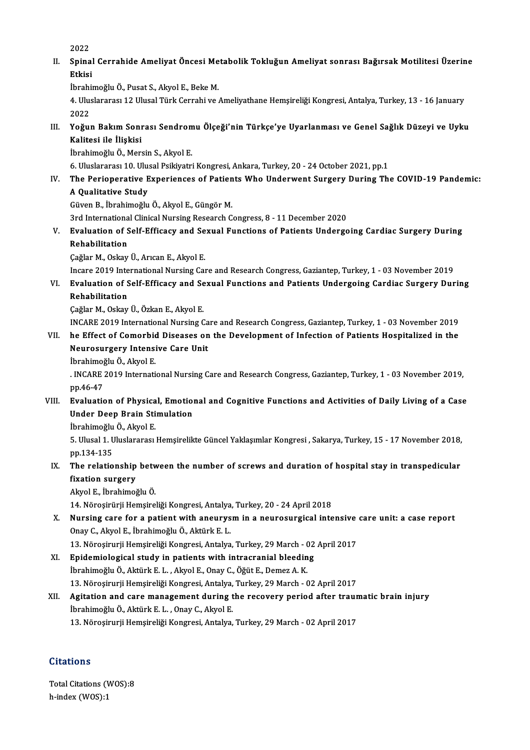2022

II. **Spinal Cerrahide Ameliyat Öncesi Metabolik Tokluğun Ameliyat sonrası Bağırsak Motilitesi Üzerine Etkisi**
İbrahimoğlu Ö., Pusat S., Akyol E., Beke M.
4. Uluslararası 12 Ulusal Türk Cerrahi ve Ameliyathane Hemşireliği Kongresi, Antalya, Turkey, 13 - 16 January 2022

III. **Yoğun Bakım Sonrası Sendromu Ölçeği'nin Türkçe'ye Uyarlanması ve Genel Sağlık Düzeyi ve Uyku Kalitesi ile İlişkisi**
İbrahimoğlu Ö., Mersin S., Akyol E.
6. Uluslararası 10. Ulusal Psikiyatri Kongresi, Ankara, Turkey, 20 - 24 October 2021, pp.1

IV. **The Perioperative Experiences of Patients Who Underwent Surgery During The COVID-19 Pandemic: A Qualitative Study**
Güven B., İbrahimoğlu Ö., Akyol E., Güngör M.
3rd International Clinical Nursing Research Congress, 8 - 11 December 2020

V. **Evaluation of Self-Efficacy and Sexual Functions of Patients Undergoing Cardiac Surgery During Rehabilitation**
Çağlar M., Oskay Ü., Arıcan E., Akyol E.
Incare 2019 International Nursing Care and Research Congress, Gaziantep, Turkey, 1 - 03 November 2019

VI. **Evaluation of Self-Efficacy and Sexual Functions and Patients Undergoing Cardiac Surgery During Rehabilitation**
Çağlar M., Oskay Ü., Özkan E., Akyol E.
INCARE 2019 International Nursing Care and Research Congress, Gaziantep, Turkey, 1 - 03 November 2019

VII. **he Effect of Comorbid Diseases on the Development of Infection of Patients Hospitalized in the Neurosurgery Intensive Care Unit**
İbrahimoğlu Ö., Akyol E.
. INCARE 2019 International Nursing Care and Research Congress, Gaziantep, Turkey, 1 - 03 November 2019, pp.46-47

VIII. **Evaluation of Physical, Emotional and Cognitive Functions and Activities of Daily Living of a Case Under Deep Brain Stimulation**
İbrahimoğlu Ö., Akyol E.
5. Ulusal 1. Uluslararası Hemşirelikte Güncel Yaklaşımlar Kongresi , Sakarya, Turkey, 15 - 17 November 2018, pp.134-135

IX. **The relationship between the number of screws and duration of hospital stay in transpedicular fixation surgery**
Akyol E., İbrahimoğlu Ö.
14. Nöroşirürji Hemşireliği Kongresi, Antalya, Turkey, 20 - 24 April 2018

X. **Nursing care for a patient with aneurysm in a neurosurgical intensive care unit: a case report**
Onay C., Akyol E., İbrahimoğlu Ö., Aktürk E. L.
13. Nöroşirurji Hemşireliği Kongresi, Antalya, Turkey, 29 March - 02 April 2017

XI. **Epidemiological study in patients with intracranial bleeding**
İbrahimoğlu Ö., Aktürk E. L. , Akyol E., Onay C., Öğüt E., Demez A. K.
13. Nöroşirurji Hemşireliği Kongresi, Antalya, Turkey, 29 March - 02 April 2017

XII. **Agitation and care management during the recovery period after traumatic brain injury**
İbrahimoğlu Ö., Aktürk E. L. , Onay C., Akyol E.
13. Nöroşirurji Hemşireliği Kongresi, Antalya, Turkey, 29 March - 02 April 2017

## Citations

Total Citations (WOS):8
h-index (WOS):1